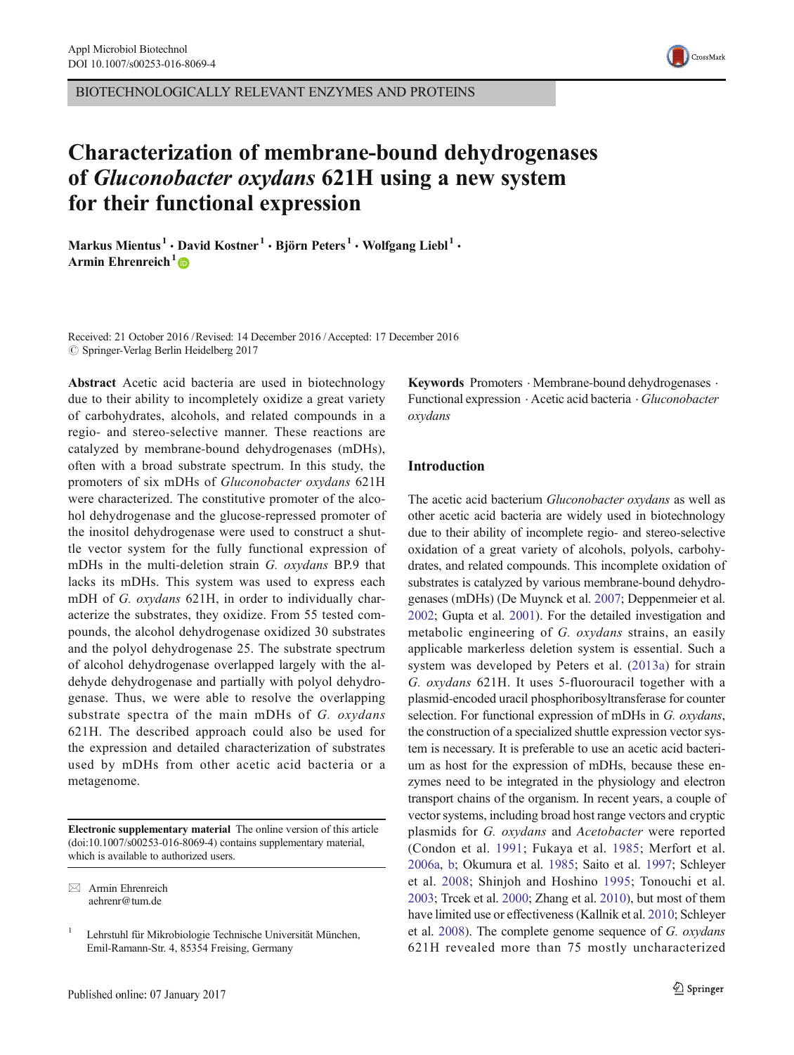BIOTECHNOLOGICALLY RELEVANT ENZYMES AND PROTEINS

# Characterization of membrane-bound dehydrogenases of *Gluconobacter oxydans* 621H using a new system for their functional expression

**Markus Mientus[1] · David Kostner[1] · Björn Peters[1] · Wolfgang Liebl[1] · Armin Ehrenreich[1]**

Received: 21 October 2016 / Revised: 14 December 2016 / Accepted: 17 December 2016
© Springer-Verlag Berlin Heidelberg 2017

**Abstract** Acetic acid bacteria are used in biotechnology due to their ability to incompletely oxidize a great variety of carbohydrates, alcohols, and related compounds in a regio- and stereo-selective manner. These reactions are catalyzed by membrane-bound dehydrogenases (mDHs), often with a broad substrate spectrum. In this study, the promoters of six mDHs of *Gluconobacter oxydans* 621H were characterized. The constitutive promoter of the alcohol dehydrogenase and the glucose-repressed promoter of the inositol dehydrogenase were used to construct a shuttle vector system for the fully functional expression of mDHs in the multi-deletion strain *G. oxydans* BP.9 that lacks its mDHs. This system was used to express each mDH of *G. oxydans* 621H, in order to individually characterize the substrates, they oxidize. From 55 tested compounds, the alcohol dehydrogenase oxidized 30 substrates and the polyol dehydrogenase 25. The substrate spectrum of alcohol dehydrogenase overlapped largely with the aldehyde dehydrogenase and partially with polyol dehydrogenase. Thus, we were able to resolve the overlapping substrate spectra of the main mDHs of *G. oxydans* 621H. The described approach could also be used for the expression and detailed characterization of substrates used by mDHs from other acetic acid bacteria or a metagenome.

**Electronic supplementary material** The online version of this article (doi:10.1007/s00253-016-8069-4) contains supplementary material, which is available to authorized users.

✉ Armin Ehrenreich
aehrenr@tum.de

[1] Lehrstuhl für Mikrobiologie Technische Universität München, Emil-Ramann-Str. 4, 85354 Freising, Germany

**Keywords** Promoters · Membrane-bound dehydrogenases · Functional expression · Acetic acid bacteria · *Gluconobacter oxydans*

## Introduction

The acetic acid bacterium *Gluconobacter oxydans* as well as other acetic acid bacteria are widely used in biotechnology due to their ability of incomplete regio- and stereo-selective oxidation of a great variety of alcohols, polyols, carbohydrates, and related compounds. This incomplete oxidation of substrates is catalyzed by various membrane-bound dehydrogenases (mDHs) (De Muynck et al. 2007; Deppenmeier et al. 2002; Gupta et al. 2001). For the detailed investigation and metabolic engineering of *G. oxydans* strains, an easily applicable markerless deletion system is essential. Such a system was developed by Peters et al. (2013a) for strain *G. oxydans* 621H. It uses 5-fluorouracil together with a plasmid-encoded uracil phosphoribosyltransferase for counter selection. For functional expression of mDHs in *G. oxydans*, the construction of a specialized shuttle expression vector system is necessary. It is preferable to use an acetic acid bacterium as host for the expression of mDHs, because these enzymes need to be integrated in the physiology and electron transport chains of the organism. In recent years, a couple of vector systems, including broad host range vectors and cryptic plasmids for *G. oxydans* and *Acetobacter* were reported (Condon et al. 1991; Fukaya et al. 1985; Merfort et al. 2006a, b; Okumura et al. 1985; Saito et al. 1997; Schleyer et al. 2008; Shinjoh and Hoshino 1995; Tonouchi et al. 2003; Trcek et al. 2000; Zhang et al. 2010), but most of them have limited use or effectiveness (Kallnik et al. 2010; Schleyer et al. 2008). The complete genome sequence of *G. oxydans* 621H revealed more than 75 mostly uncharacterized

Published online: 07 January 2017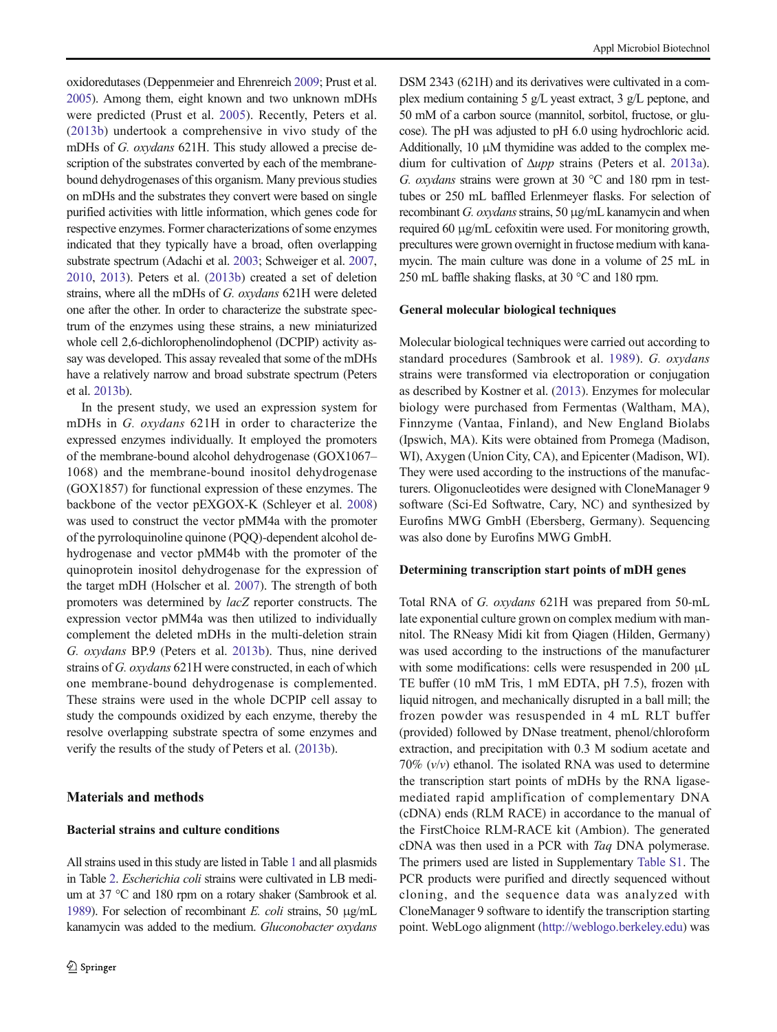oxidoredutases (Deppenmeier and Ehrenreich 2009; Prust et al. 2005). Among them, eight known and two unknown mDHs were predicted (Prust et al. 2005). Recently, Peters et al. (2013b) undertook a comprehensive in vivo study of the mDHs of *G. oxydans* 621H. This study allowed a precise description of the substrates converted by each of the membrane-bound dehydrogenases of this organism. Many previous studies on mDHs and the substrates they convert were based on single purified activities with little information, which genes code for respective enzymes. Former characterizations of some enzymes indicated that they typically have a broad, often overlapping substrate spectrum (Adachi et al. 2003; Schweiger et al. 2007, 2010, 2013). Peters et al. (2013b) created a set of deletion strains, where all the mDHs of *G. oxydans* 621H were deleted one after the other. In order to characterize the substrate spectrum of the enzymes using these strains, a new miniaturized whole cell 2,6-dichlorophenolindophenol (DCPIP) activity assay was developed. This assay revealed that some of the mDHs have a relatively narrow and broad substrate spectrum (Peters et al. 2013b).

In the present study, we used an expression system for mDHs in *G. oxydans* 621H in order to characterize the expressed enzymes individually. It employed the promoters of the membrane-bound alcohol dehydrogenase (GOX1067–1068) and the membrane-bound inositol dehydrogenase (GOX1857) for functional expression of these enzymes. The backbone of the vector pEXGOX-K (Schleyer et al. 2008) was used to construct the vector pMM4a with the promoter of the pyrroloquinoline quinone (PQQ)-dependent alcohol dehydrogenase and vector pMM4b with the promoter of the quinoprotein inositol dehydrogenase for the expression of the target mDH (Holscher et al. 2007). The strength of both promoters was determined by *lacZ* reporter constructs. The expression vector pMM4a was then utilized to individually complement the deleted mDHs in the multi-deletion strain *G. oxydans* BP.9 (Peters et al. 2013b). Thus, nine derived strains of *G. oxydans* 621H were constructed, in each of which one membrane-bound dehydrogenase is complemented. These strains were used in the whole DCPIP cell assay to study the compounds oxidized by each enzyme, thereby the resolve overlapping substrate spectra of some enzymes and verify the results of the study of Peters et al. (2013b).

## Materials and methods

### Bacterial strains and culture conditions

All strains used in this study are listed in Table 1 and all plasmids in Table 2. *Escherichia coli* strains were cultivated in LB medium at 37 °C and 180 rpm on a rotary shaker (Sambrook et al. 1989). For selection of recombinant *E. coli* strains, 50 μg/mL kanamycin was added to the medium. *Gluconobacter oxydans* DSM 2343 (621H) and its derivatives were cultivated in a complex medium containing 5 g/L yeast extract, 3 g/L peptone, and 50 mM of a carbon source (mannitol, sorbitol, fructose, or glucose). The pH was adjusted to pH 6.0 using hydrochloric acid. Additionally, 10 μM thymidine was added to the complex medium for cultivation of Δ*upp* strains (Peters et al. 2013a). *G. oxydans* strains were grown at 30 °C and 180 rpm in test-tubes or 250 mL baffled Erlenmeyer flasks. For selection of recombinant *G. oxydans* strains, 50 μg/mL kanamycin and when required 60 μg/mL cefoxitin were used. For monitoring growth, precultures were grown overnight in fructose medium with kanamycin. The main culture was done in a volume of 25 mL in 250 mL baffle shaking flasks, at 30 °C and 180 rpm.

### General molecular biological techniques

Molecular biological techniques were carried out according to standard procedures (Sambrook et al. 1989). *G. oxydans* strains were transformed via electroporation or conjugation as described by Kostner et al. (2013). Enzymes for molecular biology were purchased from Fermentas (Waltham, MA), Finnzyme (Vantaa, Finland), and New England Biolabs (Ipswich, MA). Kits were obtained from Promega (Madison, WI), Axygen (Union City, CA), and Epicenter (Madison, WI). They were used according to the instructions of the manufacturers. Oligonucleotides were designed with CloneManager 9 software (Sci-Ed Softwatre, Cary, NC) and synthesized by Eurofins MWG GmbH (Ebersberg, Germany). Sequencing was also done by Eurofins MWG GmbH.

### Determining transcription start points of mDH genes

Total RNA of *G. oxydans* 621H was prepared from 50-mL late exponential culture grown on complex medium with mannitol. The RNeasy Midi kit from Qiagen (Hilden, Germany) was used according to the instructions of the manufacturer with some modifications: cells were resuspended in 200 μL TE buffer (10 mM Tris, 1 mM EDTA, pH 7.5), frozen with liquid nitrogen, and mechanically disrupted in a ball mill; the frozen powder was resuspended in 4 mL RLT buffer (provided) followed by DNase treatment, phenol/chloroform extraction, and precipitation with 0.3 M sodium acetate and 70% (*v*/*v*) ethanol. The isolated RNA was used to determine the transcription start points of mDHs by the RNA ligase-mediated rapid amplification of complementary DNA (cDNA) ends (RLM RACE) in accordance to the manual of the FirstChoice RLM-RACE kit (Ambion). The generated cDNA was then used in a PCR with *Taq* DNA polymerase. The primers used are listed in Supplementary Table S1. The PCR products were purified and directly sequenced without cloning, and the sequence data was analyzed with CloneManager 9 software to identify the transcription starting point. WebLogo alignment (http://weblogo.berkeley.edu) was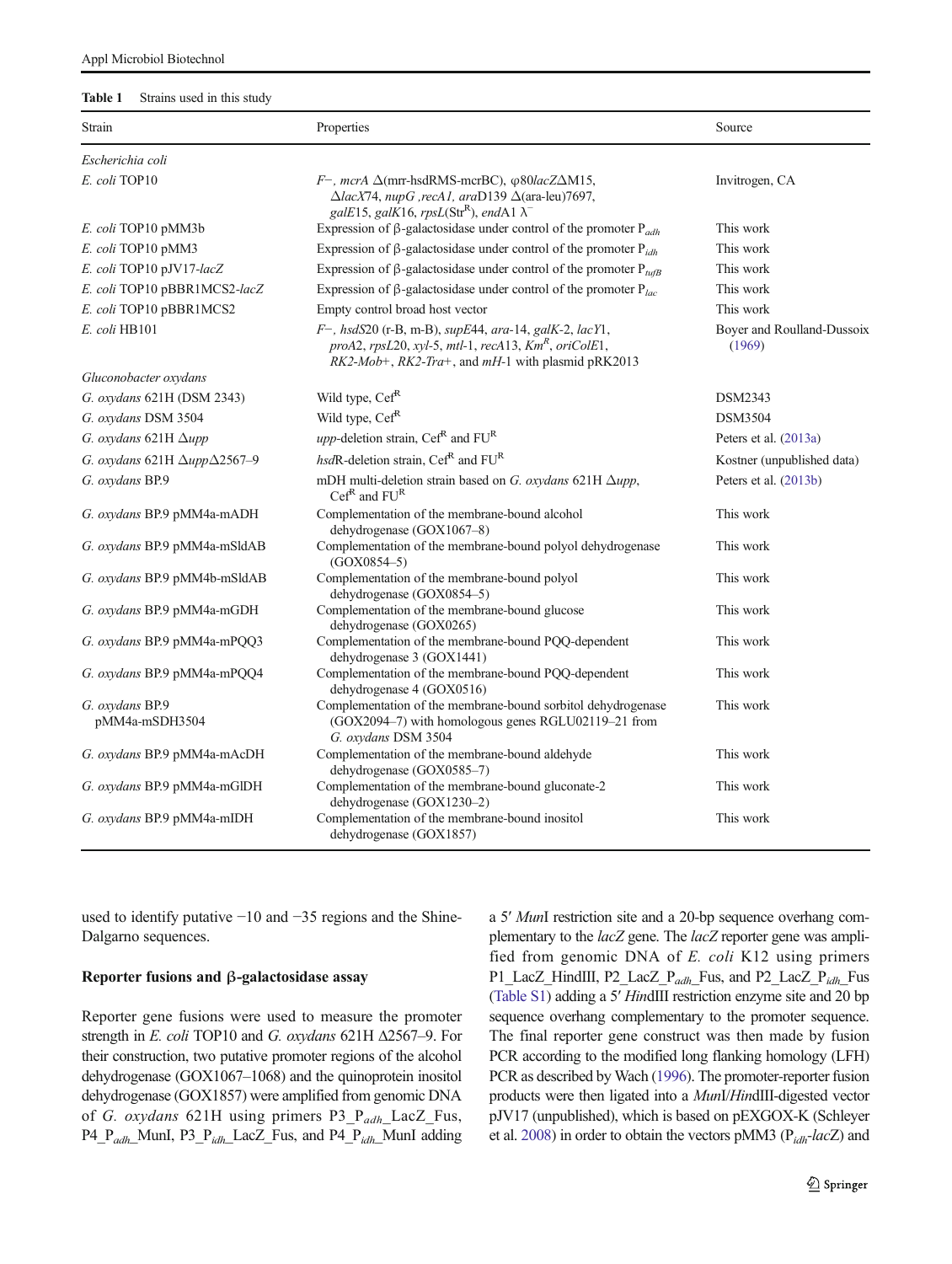**Table 1** Strains used in this study

| Strain | Properties | Source |
|---|---|---|
| *Escherichia coli* | | |
| *E. coli* TOP10 | *F−, mcrA* Δ(mrr-hsdRMS-mcrBC), φ80*lacZ*ΔM15, Δ*lacX*74, *nupG* ,*recA1, ara*D139 Δ(ara-leu)7697, *gal*E15, *galK*16, *rpsL*(Str$^R$), *end*A1 $\lambda^-$ | Invitrogen, CA |
| *E. coli* TOP10 pMM3b | Expression of β-galactosidase under control of the promoter $P_{adh}$ | This work |
| *E. coli* TOP10 pMM3 | Expression of β-galactosidase under control of the promoter $P_{idh}$ | This work |
| *E. coli* TOP10 pJV17-*lacZ* | Expression of β-galactosidase under control of the promoter $P_{tufB}$ | This work |
| *E. coli* TOP10 pBBR1MCS2-*lacZ* | Expression of β-galactosidase under control of the promoter $P_{lac}$ | This work |
| *E. coli* TOP10 pBBR1MCS2 | Empty control broad host vector | This work |
| *E. coli* HB101 | *F−, hsdS*20 (r-B, m-B), *supE*44, *ara*-14, *galK*-2, *lacY*1, *proA*2, *rpsL*20, *xyl*-5, *mtl*-1, *recA*13, *Km$^R$*, *oriColE*1, *RK2-Mob+*, *RK2-Tra+*, and *mH*-1 with plasmid pRK2013 | Boyer and Roulland-Dussoix (1969) |
| *Gluconobacter oxydans* | | |
| *G. oxydans* 621H (DSM 2343) | Wild type, Cef$^R$ | DSM2343 |
| *G. oxydans* DSM 3504 | Wild type, Cef$^R$ | DSM3504 |
| *G. oxydans* 621H Δ*upp* | *upp*-deletion strain, Cef$^R$ and FU$^R$ | Peters et al. (2013a) |
| *G. oxydans* 621H Δ*upp*Δ2567–9 | *hsd*R-deletion strain, Cef$^R$ and FU$^R$ | Kostner (unpublished data) |
| *G. oxydans* BP.9 | mDH multi-deletion strain based on *G. oxydans* 621H Δ*upp*, Cef$^R$ and FU$^R$ | Peters et al. (2013b) |
| *G. oxydans* BP.9 pMM4a-mADH | Complementation of the membrane-bound alcohol dehydrogenase (GOX1067–8) | This work |
| *G. oxydans* BP.9 pMM4a-mSldAB | Complementation of the membrane-bound polyol dehydrogenase (GOX0854–5) | This work |
| *G. oxydans* BP.9 pMM4b-mSldAB | Complementation of the membrane-bound polyol dehydrogenase (GOX0854–5) | This work |
| *G. oxydans* BP.9 pMM4a-mGDH | Complementation of the membrane-bound glucose dehydrogenase (GOX0265) | This work |
| *G. oxydans* BP.9 pMM4a-mPQQ3 | Complementation of the membrane-bound PQQ-dependent dehydrogenase 3 (GOX1441) | This work |
| *G. oxydans* BP.9 pMM4a-mPQQ4 | Complementation of the membrane-bound PQQ-dependent dehydrogenase 4 (GOX0516) | This work |
| *G. oxydans* BP.9 pMM4a-mSDH3504 | Complementation of the membrane-bound sorbitol dehydrogenase (GOX2094–7) with homologous genes RGLU02119–21 from *G. oxydans* DSM 3504 | This work |
| *G. oxydans* BP.9 pMM4a-mAcDH | Complementation of the membrane-bound aldehyde dehydrogenase (GOX0585–7) | This work |
| *G. oxydans* BP.9 pMM4a-mGlDH | Complementation of the membrane-bound gluconate-2 dehydrogenase (GOX1230–2) | This work |
| *G. oxydans* BP.9 pMM4a-mIDH | Complementation of the membrane-bound inositol dehydrogenase (GOX1857) | This work |

used to identify putative −10 and −35 regions and the Shine-Dalgarno sequences.

### Reporter fusions and β-galactosidase assay

Reporter gene fusions were used to measure the promoter strength in *E. coli* TOP10 and *G. oxydans* 621H Δ2567–9. For their construction, two putative promoter regions of the alcohol dehydrogenase (GOX1067–1068) and the quinoprotein inositol dehydrogenase (GOX1857) were amplified from genomic DNA of *G. oxydans* 621H using primers P3_$P_{adh}$_LacZ_Fus, P4_$P_{adh}$_MunI, P3_$P_{idh}$_LacZ_Fus, and P4_$P_{idh}$_MunI adding a 5′ *Mun*I restriction site and a 20-bp sequence overhang complementary to the *lacZ* gene. The *lacZ* reporter gene was amplified from genomic DNA of *E. coli* K12 using primers P1_LacZ_HindIII, P2_LacZ_$P_{adh}$_Fus, and P2_LacZ_$P_{idh}$_Fus (Table S1) adding a 5′ *Hin*dIII restriction enzyme site and 20 bp sequence overhang complementary to the promoter sequence. The final reporter gene construct was then made by fusion PCR according to the modified long flanking homology (LFH) PCR as described by Wach (1996). The promoter-reporter fusion products were then ligated into a *Mun*I/*Hin*dIII-digested vector pJV17 (unpublished), which is based on pEXGOX-K (Schleyer et al. 2008) in order to obtain the vectors pMM3 ($P_{idh}$-*lacZ*) and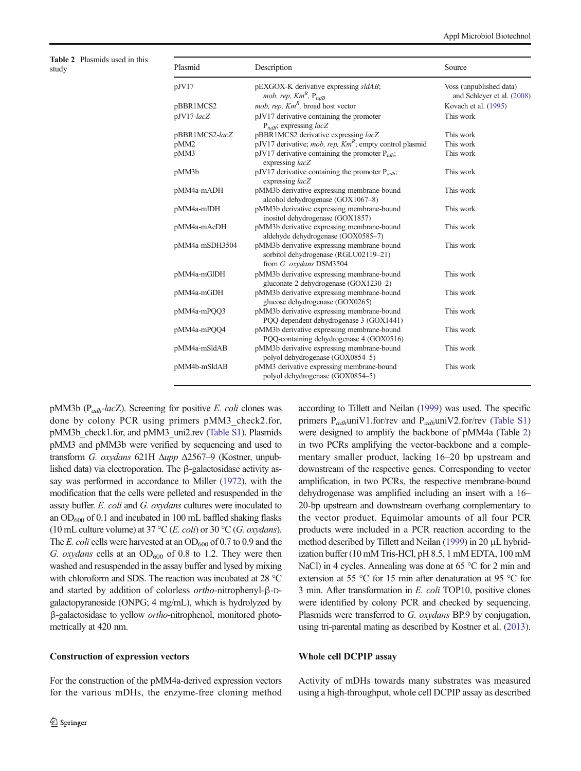**Table 2** Plasmids used in this study

| Plasmid | Description | Source |
|---|---|---|
| pJV17 | pEXGOX-K derivative expressing *sldAB*; *mob, rep, Km*$^R$, $P_{tufB}$ | Voss (unpublished data) and Schleyer et al. (2008) |
| pBBR1MCS2 | *mob, rep, Km*$^R$, broad host vector | Kovach et al. (1995) |
| pJV17-*lacZ* | pJV17 derivative containing the promoter $P_{tufB}$; expressing *lacZ* | This work |
| pBBR1MCS2-*lacZ* | pBBR1MCS2 derivative expressing *lacZ* | This work |
| pMM2 | pJV17 derivative; *mob, rep, Km*$^R$; empty control plasmid | This work |
| pMM3 | pJV17 derivative containing the promoter $P_{idh}$; expressing *lacZ* | This work |
| pMM3b | pJV17 derivative containing the promoter $P_{adh}$; expressing *lacZ* | This work |
| pMM4a-mADH | pMM3b derivative expressing membrane-bound alcohol dehydrogenase (GOX1067–8) | This work |
| pMM4a-mIDH | pMM3b derivative expressing membrane-bound inositol dehydrogenase (GOX1857) | This work |
| pMM4a-mAcDH | pMM3b derivative expressing membrane-bound aldehyde dehydrogenase (GOX0585–7) | This work |
| pMM4a-mSDH3504 | pMM3b derivative expressing membrane-bound sorbitol dehydrogenase (RGLU02119–21) from *G. oxydans* DSM3504 | This work |
| pMM4a-mGlDH | pMM3b derivative expressing membrane-bound gluconate-2 dehydrogenase (GOX1230–2) | This work |
| pMM4a-mGDH | pMM3b derivative expressing membrane-bound glucose dehydrogenase (GOX0265) | This work |
| pMM4a-mPQQ3 | pMM3b derivative expressing membrane-bound PQQ-dependent dehydrogenase 3 (GOX1441) | This work |
| pMM4a-mPQQ4 | pMM3b derivative expressing membrane-bound PQQ-containing dehydrogenase 4 (GOX0516) | This work |
| pMM4a-mSldAB | pMM3b derivative expressing membrane-bound polyol dehydrogenase (GOX0854–5) | This work |
| pMM4b-mSldAB | pMM3 derivative expressing membrane-bound polyol dehydrogenase (GOX0854–5) | This work |

pMM3b ($P_{adh}$-*lacZ*). Screening for positive *E. coli* clones was done by colony PCR using primers pMM3_check2.for, pMM3b_check1.for, and pMM3_uni2.rev (Table S1). Plasmids pMM3 and pMM3b were verified by sequencing and used to transform *G. oxydans* 621H Δ*upp* Δ2567–9 (Kostner, unpublished data) via electroporation. The β-galactosidase activity assay was performed in accordance to Miller (1972), with the modification that the cells were pelleted and resuspended in the assay buffer. *E. coli* and *G. oxydans* cultures were inoculated to an $OD_{600}$ of 0.1 and incubated in 100 mL baffled shaking flasks (10 mL culture volume) at 37 °C (*E. coli*) or 30 °C (*G. oxydans*). The *E. coli* cells were harvested at an $OD_{600}$ of 0.7 to 0.9 and the *G. oxydans* cells at an $OD_{600}$ of 0.8 to 1.2. They were then washed and resuspended in the assay buffer and lysed by mixing with chloroform and SDS. The reaction was incubated at 28 °C and started by addition of colorless *ortho*-nitrophenyl-β-D-galactopyranoside (ONPG; 4 mg/mL), which is hydrolyzed by β-galactosidase to yellow *ortho*-nitrophenol, monitored photometrically at 420 nm.

### Construction of expression vectors

For the construction of the pMM4a-derived expression vectors for the various mDHs, the enzyme-free cloning method according to Tillett and Neilan (1999) was used. The specific primers $P_{adh}$uniV1.for/rev and $P_{adh}$uniV2.for/rev (Table S1) were designed to amplify the backbone of pMM4a (Table 2) in two PCRs amplifying the vector-backbone and a complementary smaller product, lacking 16–20 bp upstream and downstream of the respective genes. Corresponding to vector amplification, in two PCRs, the respective membrane-bound dehydrogenase was amplified including an insert with a 16–20-bp upstream and downstream overhang complementary to the vector product. Equimolar amounts of all four PCR products were included in a PCR reaction according to the method described by Tillett and Neilan (1999) in 20 μL hybridization buffer (10 mM Tris-HCl, pH 8.5, 1 mM EDTA, 100 mM NaCl) in 4 cycles. Annealing was done at 65 °C for 2 min and extension at 55 °C for 15 min after denaturation at 95 °C for 3 min. After transformation in *E. coli* TOP10, positive clones were identified by colony PCR and checked by sequencing. Plasmids were transferred to *G. oxydans* BP.9 by conjugation, using tri-parental mating as described by Kostner et al. (2013).

### Whole cell DCPIP assay

Activity of mDHs towards many substrates was measured using a high-throughput, whole cell DCPIP assay as described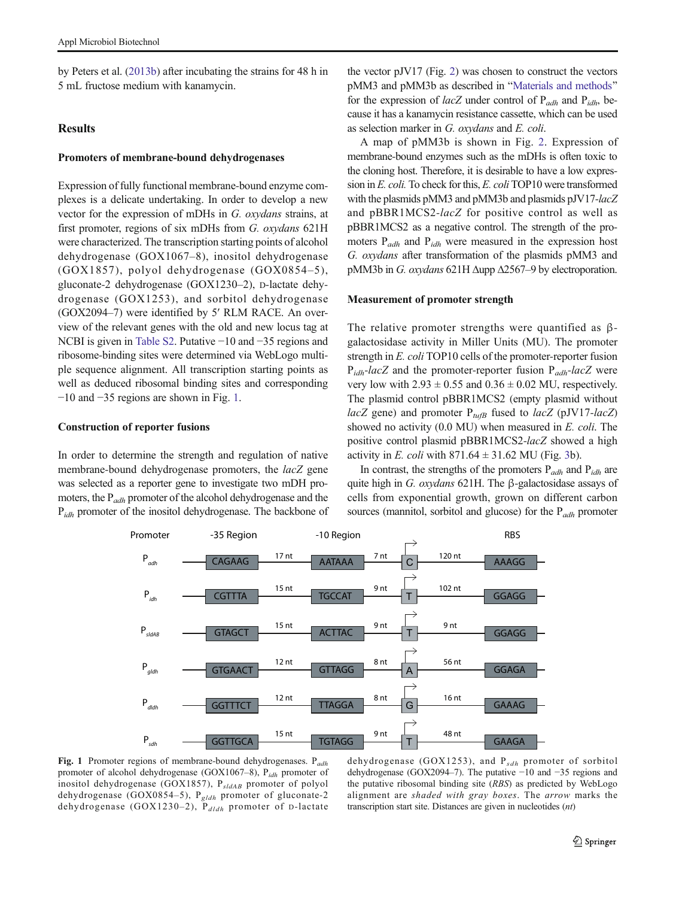by Peters et al. (2013b) after incubating the strains for 48 h in 5 mL fructose medium with kanamycin.

## Results

### Promoters of membrane-bound dehydrogenases

Expression of fully functional membrane-bound enzyme complexes is a delicate undertaking. In order to develop a new vector for the expression of mDHs in *G. oxydans* strains, at first promoter, regions of six mDHs from *G. oxydans* 621H were characterized. The transcription starting points of alcohol dehydrogenase (GOX1067–8), inositol dehydrogenase (GOX1857), polyol dehydrogenase (GOX0854–5), gluconate-2 dehydrogenase (GOX1230–2), D-lactate dehydrogenase (GOX1253), and sorbitol dehydrogenase (GOX2094–7) were identified by 5′ RLM RACE. An overview of the relevant genes with the old and new locus tag at NCBI is given in Table S2. Putative −10 and −35 regions and ribosome-binding sites were determined via WebLogo multiple sequence alignment. All transcription starting points as well as deduced ribosomal binding sites and corresponding −10 and −35 regions are shown in Fig. 1.

### Construction of reporter fusions

In order to determine the strength and regulation of native membrane-bound dehydrogenase promoters, the *lacZ* gene was selected as a reporter gene to investigate two mDH promoters, the $P_{adh}$ promoter of the alcohol dehydrogenase and the $P_{idh}$ promoter of the inositol dehydrogenase. The backbone of the vector pJV17 (Fig. 2) was chosen to construct the vectors pMM3 and pMM3b as described in "Materials and methods" for the expression of *lacZ* under control of $P_{adh}$ and $P_{idh}$, because it has a kanamycin resistance cassette, which can be used as selection marker in *G. oxydans* and *E. coli*.

A map of pMM3b is shown in Fig. 2. Expression of membrane-bound enzymes such as the mDHs is often toxic to the cloning host. Therefore, it is desirable to have a low expression in *E. coli.* To check for this, *E. coli* TOP10 were transformed with the plasmids pMM3 and pMM3b and plasmids pJV17-*lacZ* and pBBR1MCS2-*lacZ* for positive control as well as pBBR1MCS2 as a negative control. The strength of the promoters $P_{adh}$ and $P_{idh}$ were measured in the expression host *G. oxydans* after transformation of the plasmids pMM3 and pMM3b in *G. oxydans* 621H Δupp Δ2567–9 by electroporation.

### Measurement of promoter strength

The relative promoter strengths were quantified as β-galactosidase activity in Miller Units (MU). The promoter strength in *E. coli* TOP10 cells of the promoter-reporter fusion $P_{idh}$-*lacZ* and the promoter-reporter fusion $P_{adh}$-*lacZ* were very low with 2.93 ± 0.55 and 0.36 ± 0.02 MU, respectively. The plasmid control pBBR1MCS2 (empty plasmid without *lacZ* gene) and promoter $P_{tufB}$ fused to *lacZ* (pJV17-*lacZ*) showed no activity (0.0 MU) when measured in *E. coli*. The positive control plasmid pBBR1MCS2-*lacZ* showed a high activity in *E. coli* with 871.64 ± 31.62 MU (Fig. 3b).

In contrast, the strengths of the promoters $P_{adh}$ and $P_{idh}$ are quite high in *G. oxydans* 621H. The β-galactosidase assays of cells from exponential growth, grown on different carbon sources (mannitol, sorbitol and glucose) for the $P_{adh}$ promoter

| Promoter | -35 Region | | -10 Region | | TSS | | RBS |
|---|---|---|---|---|---|---|---|
| $P_{adh}$ | CAGAAG | 17 nt | AATAAA | 7 nt | C | 120 nt | AAAGG |
| $P_{idh}$ | CGTTTA | 15 nt | TGCCAT | 9 nt | T | 102 nt | GGAGG |
| $P_{sldAB}$ | GTAGCT | 15 nt | ACTTAC | 9 nt | T | 9 nt | GGAGG |
| $P_{gldh}$ | GTGAACT | 12 nt | GTTAGG | 8 nt | A | 56 nt | GGAGA |
| $P_{dldh}$ | GGTTTCT | 12 nt | TTAGGA | 8 nt | G | 16 nt | GAAAG |
| $P_{sdh}$ | GGTTGCA | 15 nt | TGTAGG | 9 nt | T | 48 nt | GAAGA |

**Fig. 1** Promoter regions of membrane-bound dehydrogenases. $P_{adh}$ promoter of alcohol dehydrogenase (GOX1067–8), $P_{idh}$ promoter of inositol dehydrogenase (GOX1857), $P_{sldAB}$ promoter of polyol dehydrogenase (GOX0854–5), $P_{gldh}$ promoter of gluconate-2 dehydrogenase (GOX1230–2), $P_{dldh}$ promoter of D-lactate dehydrogenase (GOX1253), and $P_{sdh}$ promoter of sorbitol dehydrogenase (GOX2094–7). The putative −10 and −35 regions and the putative ribosomal binding site (*RBS*) as predicted by WebLogo alignment are *shaded with gray boxes*. The *arrow* marks the transcription start site. Distances are given in nucleotides (*nt*)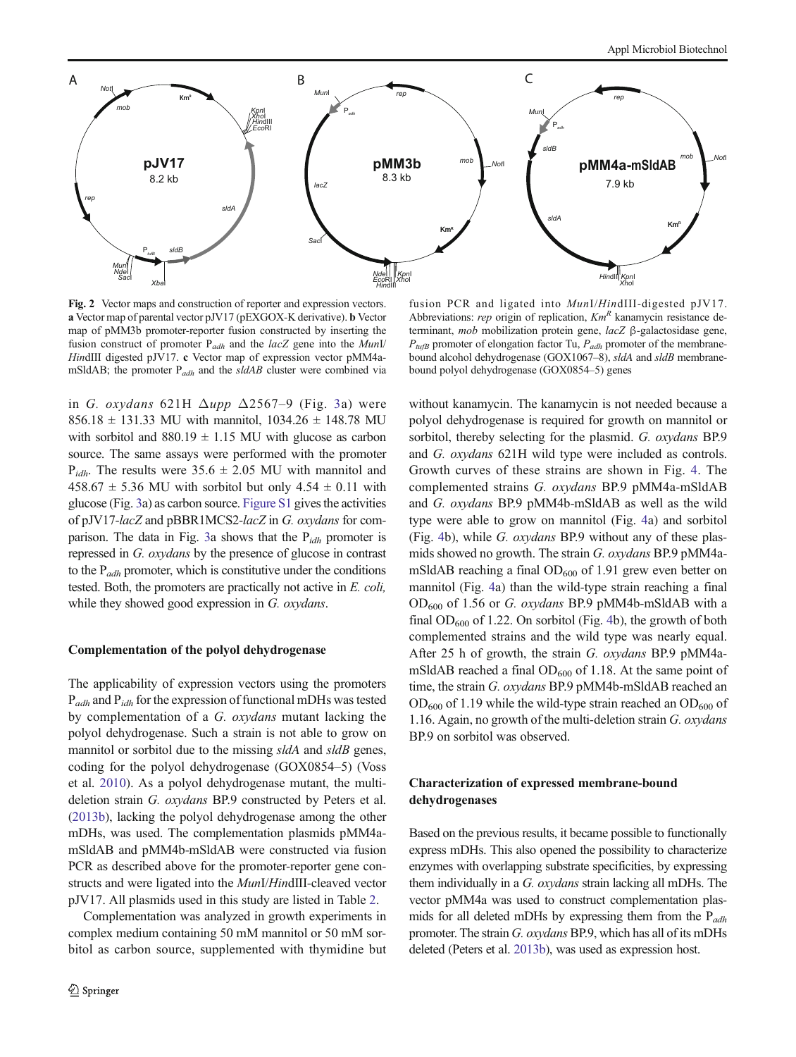**Fig. 2** Vector maps and construction of reporter and expression vectors. **a** Vector map of parental vector pJV17 (pEXGOX-K derivative). **b** Vector map of pMM3b promoter-reporter fusion constructed by inserting the fusion construct of promoter $P_{adh}$ and the *lacZ* gene into the *Mun*I/*Hin*dIII digested pJV17. **c** Vector map of expression vector pMM4a-mSldAB; the promoter $P_{adh}$ and the *sldAB* cluster were combined via fusion PCR and ligated into *Mun*I/*Hin*dIII-digested pJV17. Abbreviations: *rep* origin of replication, $Km^R$ kanamycin resistance determinant, *mob* mobilization protein gene, *lacZ* β-galactosidase gene, $P_{tufB}$ promoter of elongation factor Tu, $P_{adh}$ promoter of the membrane-bound alcohol dehydrogenase (GOX1067–8), *sldA* and *sldB* membrane-bound polyol dehydrogenase (GOX0854–5) genes

in *G. oxydans* 621H Δ*upp* Δ2567–9 (Fig. 3a) were 856.18 ± 131.33 MU with mannitol, 1034.26 ± 148.78 MU with sorbitol and 880.19 ± 1.15 MU with glucose as carbon source. The same assays were performed with the promoter $P_{idh}$. The results were 35.6 ± 2.05 MU with mannitol and 458.67 ± 5.36 MU with sorbitol but only 4.54 ± 0.11 with glucose (Fig. 3a) as carbon source. Figure S1 gives the activities of pJV17-*lacZ* and pBBR1MCS2-*lacZ* in *G. oxydans* for comparison. The data in Fig. 3a shows that the $P_{idh}$ promoter is repressed in *G. oxydans* by the presence of glucose in contrast to the $P_{adh}$ promoter, which is constitutive under the conditions tested. Both, the promoters are practically not active in *E. coli,* while they showed good expression in *G. oxydans*.

### Complementation of the polyol dehydrogenase

The applicability of expression vectors using the promoters $P_{adh}$ and $P_{idh}$ for the expression of functional mDHs was tested by complementation of a *G. oxydans* mutant lacking the polyol dehydrogenase. Such a strain is not able to grow on mannitol or sorbitol due to the missing *sldA* and *sldB* genes, coding for the polyol dehydrogenase (GOX0854–5) (Voss et al. 2010). As a polyol dehydrogenase mutant, the multi-deletion strain *G. oxydans* BP.9 constructed by Peters et al. (2013b), lacking the polyol dehydrogenase among the other mDHs, was used. The complementation plasmids pMM4a-mSldAB and pMM4b-mSldAB were constructed via fusion PCR as described above for the promoter-reporter gene constructs and were ligated into the *Mun*I/*Hin*dIII-cleaved vector pJV17. All plasmids used in this study are listed in Table 2.

Complementation was analyzed in growth experiments in complex medium containing 50 mM mannitol or 50 mM sorbitol as carbon source, supplemented with thymidine but without kanamycin. The kanamycin is not needed because a polyol dehydrogenase is required for growth on mannitol or sorbitol, thereby selecting for the plasmid. *G. oxydans* BP.9 and *G. oxydans* 621H wild type were included as controls. Growth curves of these strains are shown in Fig. 4. The complemented strains *G. oxydans* BP.9 pMM4a-mSldAB and *G. oxydans* BP.9 pMM4b-mSldAB as well as the wild type were able to grow on mannitol (Fig. 4a) and sorbitol (Fig. 4b), while *G. oxydans* BP.9 without any of these plasmids showed no growth. The strain *G. oxydans* BP.9 pMM4a-mSldAB reaching a final $OD_{600}$ of 1.91 grew even better on mannitol (Fig. 4a) than the wild-type strain reaching a final $OD_{600}$ of 1.56 or *G. oxydans* BP.9 pMM4b-mSldAB with a final $OD_{600}$ of 1.22. On sorbitol (Fig. 4b), the growth of both complemented strains and the wild type was nearly equal. After 25 h of growth, the strain *G. oxydans* BP.9 pMM4a-mSldAB reached a final $OD_{600}$ of 1.18. At the same point of time, the strain *G. oxydans* BP.9 pMM4b-mSldAB reached an $OD_{600}$ of 1.19 while the wild-type strain reached an $OD_{600}$ of 1.16. Again, no growth of the multi-deletion strain *G. oxydans* BP.9 on sorbitol was observed.

### Characterization of expressed membrane-bound dehydrogenases

Based on the previous results, it became possible to functionally express mDHs. This also opened the possibility to characterize enzymes with overlapping substrate specificities, by expressing them individually in a *G. oxydans* strain lacking all mDHs. The vector pMM4a was used to construct complementation plasmids for all deleted mDHs by expressing them from the $P_{adh}$ promoter. The strain *G. oxydans* BP.9, which has all of its mDHs deleted (Peters et al. 2013b), was used as expression host.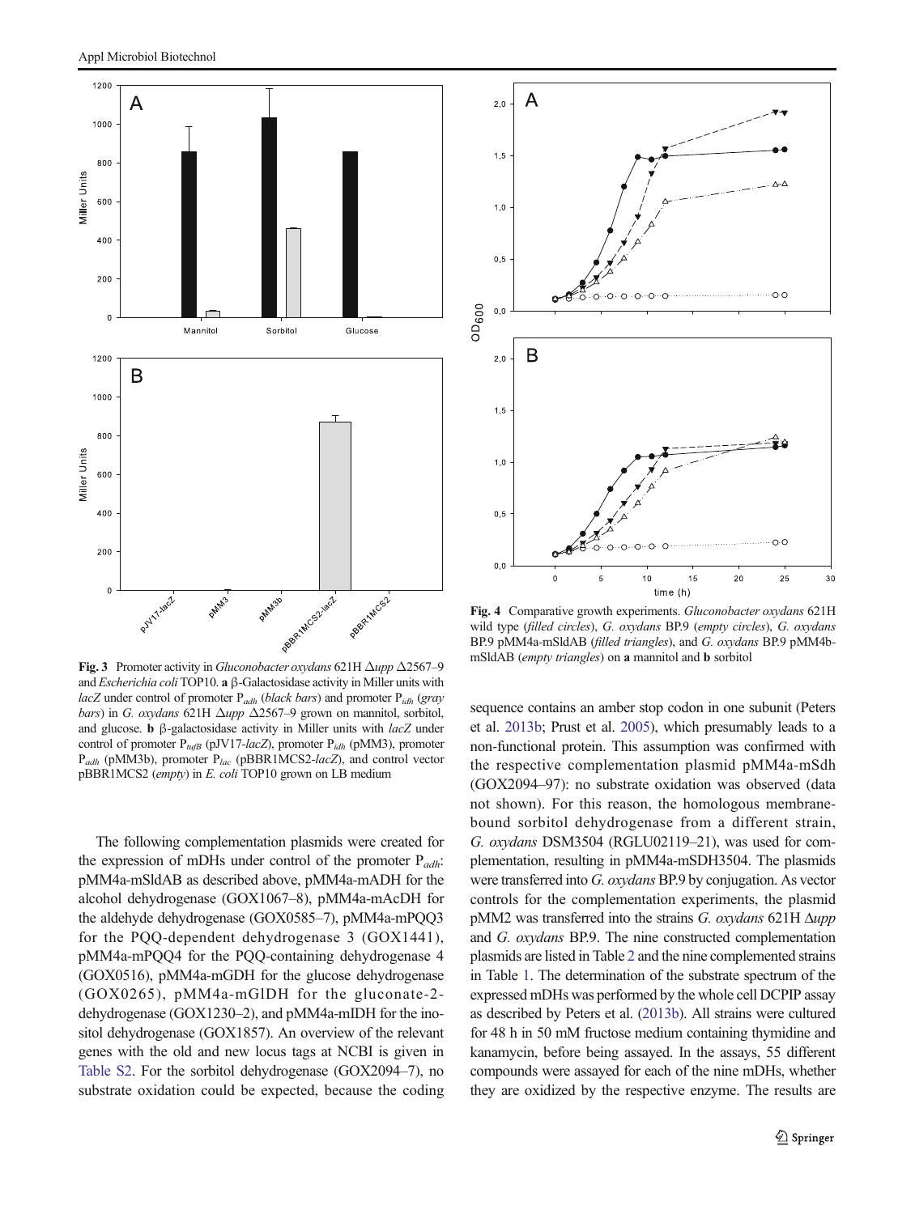**Fig. 3** Promoter activity in *Gluconobacter oxydans* 621H Δ*upp* Δ2567–9 and *Escherichia coli* TOP10. **a** β-Galactosidase activity in Miller units with *lacZ* under control of promoter $P_{adh}$ (*black bars*) and promoter $P_{idh}$ (*gray bars*) in *G. oxydans* 621H Δ*upp* Δ2567–9 grown on mannitol, sorbitol, and glucose. **b** β-galactosidase activity in Miller units with *lacZ* under control of promoter $P_{tufB}$ (pJV17-*lacZ*), promoter $P_{idh}$ (pMM3), promoter $P_{adh}$ (pMM3b), promoter $P_{lac}$ (pBBR1MCS2-*lacZ*), and control vector pBBR1MCS2 (*empty*) in *E. coli* TOP10 grown on LB medium

**Fig. 4** Comparative growth experiments. *Gluconobacter oxydans* 621H wild type (*filled circles*), *G. oxydans* BP.9 (*empty circles*), *G. oxydans* BP.9 pMM4a-mSldAB (*filled triangles*), and *G. oxydans* BP.9 pMM4b-mSldAB (*empty triangles*) on **a** mannitol and **b** sorbitol

The following complementation plasmids were created for the expression of mDHs under control of the promoter $P_{adh}$: pMM4a-mSldAB as described above, pMM4a-mADH for the alcohol dehydrogenase (GOX1067–8), pMM4a-mAcDH for the aldehyde dehydrogenase (GOX0585–7), pMM4a-mPQQ3 for the PQQ-dependent dehydrogenase 3 (GOX1441), pMM4a-mPQQ4 for the PQQ-containing dehydrogenase 4 (GOX0516), pMM4a-mGDH for the glucose dehydrogenase (GOX0265), pMM4a-mGlDH for the gluconate-2-dehydrogenase (GOX1230–2), and pMM4a-mIDH for the inositol dehydrogenase (GOX1857). An overview of the relevant genes with the old and new locus tags at NCBI is given in Table S2. For the sorbitol dehydrogenase (GOX2094–7), no substrate oxidation could be expected, because the coding sequence contains an amber stop codon in one subunit (Peters et al. 2013b; Prust et al. 2005), which presumably leads to a non-functional protein. This assumption was confirmed with the respective complementation plasmid pMM4a-mSdh (GOX2094–97): no substrate oxidation was observed (data not shown). For this reason, the homologous membrane-bound sorbitol dehydrogenase from a different strain, *G. oxydans* DSM3504 (RGLU02119–21), was used for complementation, resulting in pMM4a-mSDH3504. The plasmids were transferred into *G. oxydans* BP.9 by conjugation. As vector controls for the complementation experiments, the plasmid pMM2 was transferred into the strains *G. oxydans* 621H Δ*upp* and *G. oxydans* BP.9. The nine constructed complementation plasmids are listed in Table 2 and the nine complemented strains in Table 1. The determination of the substrate spectrum of the expressed mDHs was performed by the whole cell DCPIP assay as described by Peters et al. (2013b). All strains were cultured for 48 h in 50 mM fructose medium containing thymidine and kanamycin, before being assayed. In the assays, 55 different compounds were assayed for each of the nine mDHs, whether they are oxidized by the respective enzyme. The results are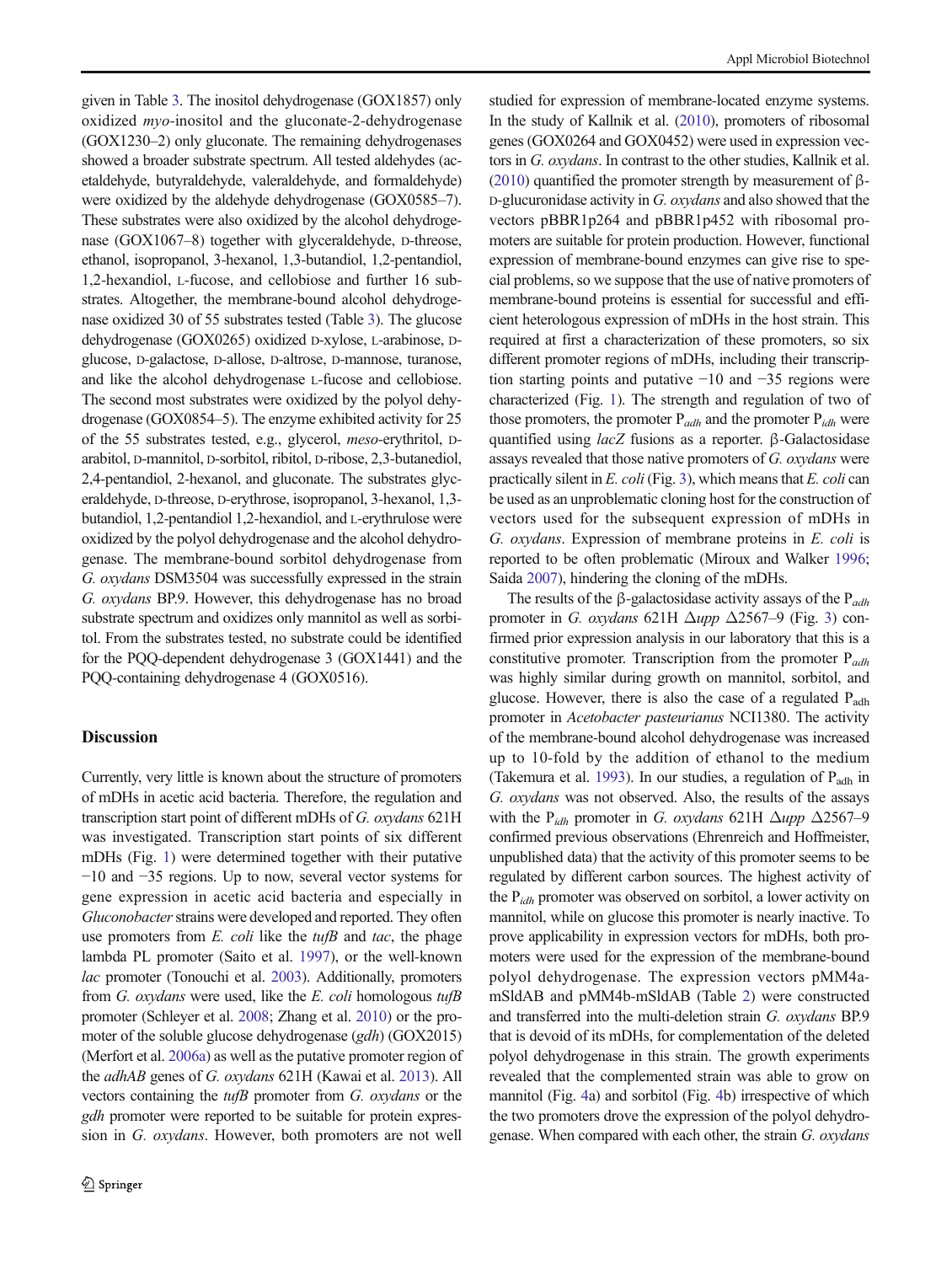given in Table 3. The inositol dehydrogenase (GOX1857) only oxidized *myo*-inositol and the gluconate-2-dehydrogenase (GOX1230–2) only gluconate. The remaining dehydrogenases showed a broader substrate spectrum. All tested aldehydes (acetaldehyde, butyraldehyde, valeraldehyde, and formaldehyde) were oxidized by the aldehyde dehydrogenase (GOX0585–7). These substrates were also oxidized by the alcohol dehydrogenase (GOX1067–8) together with glyceraldehyde, D-threose, ethanol, isopropanol, 3-hexanol, 1,3-butandiol, 1,2-pentandiol, 1,2-hexandiol, L-fucose, and cellobiose and further 16 substrates. Altogether, the membrane-bound alcohol dehydrogenase oxidized 30 of 55 substrates tested (Table 3). The glucose dehydrogenase (GOX0265) oxidized D-xylose, L-arabinose, D-glucose, D-galactose, D-allose, D-altrose, D-mannose, turanose, and like the alcohol dehydrogenase L-fucose and cellobiose. The second most substrates were oxidized by the polyol dehydrogenase (GOX0854–5). The enzyme exhibited activity for 25 of the 55 substrates tested, e.g., glycerol, *meso*-erythritol, D-arabitol, D-mannitol, D-sorbitol, ribitol, D-ribose, 2,3-butanediol, 2,4-pentandiol, 2-hexanol, and gluconate. The substrates glyceraldehyde, D-threose, D-erythrose, isopropanol, 3-hexanol, 1,3-butandiol, 1,2-pentandiol 1,2-hexandiol, and L-erythrulose were oxidized by the polyol dehydrogenase and the alcohol dehydrogenase. The membrane-bound sorbitol dehydrogenase from *G. oxydans* DSM3504 was successfully expressed in the strain *G. oxydans* BP.9. However, this dehydrogenase has no broad substrate spectrum and oxidizes only mannitol as well as sorbitol. From the substrates tested, no substrate could be identified for the PQQ-dependent dehydrogenase 3 (GOX1441) and the PQQ-containing dehydrogenase 4 (GOX0516).

## Discussion

Currently, very little is known about the structure of promoters of mDHs in acetic acid bacteria. Therefore, the regulation and transcription start point of different mDHs of *G. oxydans* 621H was investigated. Transcription start points of six different mDHs (Fig. 1) were determined together with their putative −10 and −35 regions. Up to now, several vector systems for gene expression in acetic acid bacteria and especially in *Gluconobacter* strains were developed and reported. They often use promoters from *E. coli* like the *tufB* and *tac*, the phage lambda PL promoter (Saito et al. 1997), or the well-known *lac* promoter (Tonouchi et al. 2003). Additionally, promoters from *G. oxydans* were used, like the *E. coli* homologous *tufB* promoter (Schleyer et al. 2008; Zhang et al. 2010) or the promoter of the soluble glucose dehydrogenase (*gdh*) (GOX2015) (Merfort et al. 2006a) as well as the putative promoter region of the *adhAB* genes of *G. oxydans* 621H (Kawai et al. 2013). All vectors containing the *tufB* promoter from *G. oxydans* or the *gdh* promoter were reported to be suitable for protein expression in *G. oxydans*. However, both promoters are not well studied for expression of membrane-located enzyme systems. In the study of Kallnik et al. (2010), promoters of ribosomal genes (GOX0264 and GOX0452) were used in expression vectors in *G. oxydans*. In contrast to the other studies, Kallnik et al. (2010) quantified the promoter strength by measurement of β-D-glucuronidase activity in *G. oxydans* and also showed that the vectors pBBR1p264 and pBBR1p452 with ribosomal promoters are suitable for protein production. However, functional expression of membrane-bound enzymes can give rise to special problems, so we suppose that the use of native promoters of membrane-bound proteins is essential for successful and efficient heterologous expression of mDHs in the host strain. This required at first a characterization of these promoters, so six different promoter regions of mDHs, including their transcription starting points and putative −10 and −35 regions were characterized (Fig. 1). The strength and regulation of two of those promoters, the promoter $P_{adh}$ and the promoter $P_{idh}$ were quantified using *lacZ* fusions as a reporter. β-Galactosidase assays revealed that those native promoters of *G. oxydans* were practically silent in *E. coli* (Fig. 3), which means that *E. coli* can be used as an unproblematic cloning host for the construction of vectors used for the subsequent expression of mDHs in *G. oxydans*. Expression of membrane proteins in *E. coli* is reported to be often problematic (Miroux and Walker 1996; Saida 2007), hindering the cloning of the mDHs.

The results of the β-galactosidase activity assays of the $P_{adh}$ promoter in *G. oxydans* 621H Δ*upp* Δ2567–9 (Fig. 3) confirmed prior expression analysis in our laboratory that this is a constitutive promoter. Transcription from the promoter $P_{adh}$ was highly similar during growth on mannitol, sorbitol, and glucose. However, there is also the case of a regulated $P_{adh}$ promoter in *Acetobacter pasteurianus* NCI1380. The activity of the membrane-bound alcohol dehydrogenase was increased up to 10-fold by the addition of ethanol to the medium (Takemura et al. 1993). In our studies, a regulation of $P_{adh}$ in *G. oxydans* was not observed. Also, the results of the assays with the $P_{idh}$ promoter in *G. oxydans* 621H Δ*upp* Δ2567–9 confirmed previous observations (Ehrenreich and Hoffmeister, unpublished data) that the activity of this promoter seems to be regulated by different carbon sources. The highest activity of the $P_{idh}$ promoter was observed on sorbitol, a lower activity on mannitol, while on glucose this promoter is nearly inactive. To prove applicability in expression vectors for mDHs, both promoters were used for the expression of the membrane-bound polyol dehydrogenase. The expression vectors pMM4a-mSldAB and pMM4b-mSldAB (Table 2) were constructed and transferred into the multi-deletion strain *G. oxydans* BP.9 that is devoid of its mDHs, for complementation of the deleted polyol dehydrogenase in this strain. The growth experiments revealed that the complemented strain was able to grow on mannitol (Fig. 4a) and sorbitol (Fig. 4b) irrespective of which the two promoters drove the expression of the polyol dehydrogenase. When compared with each other, the strain *G. oxydans*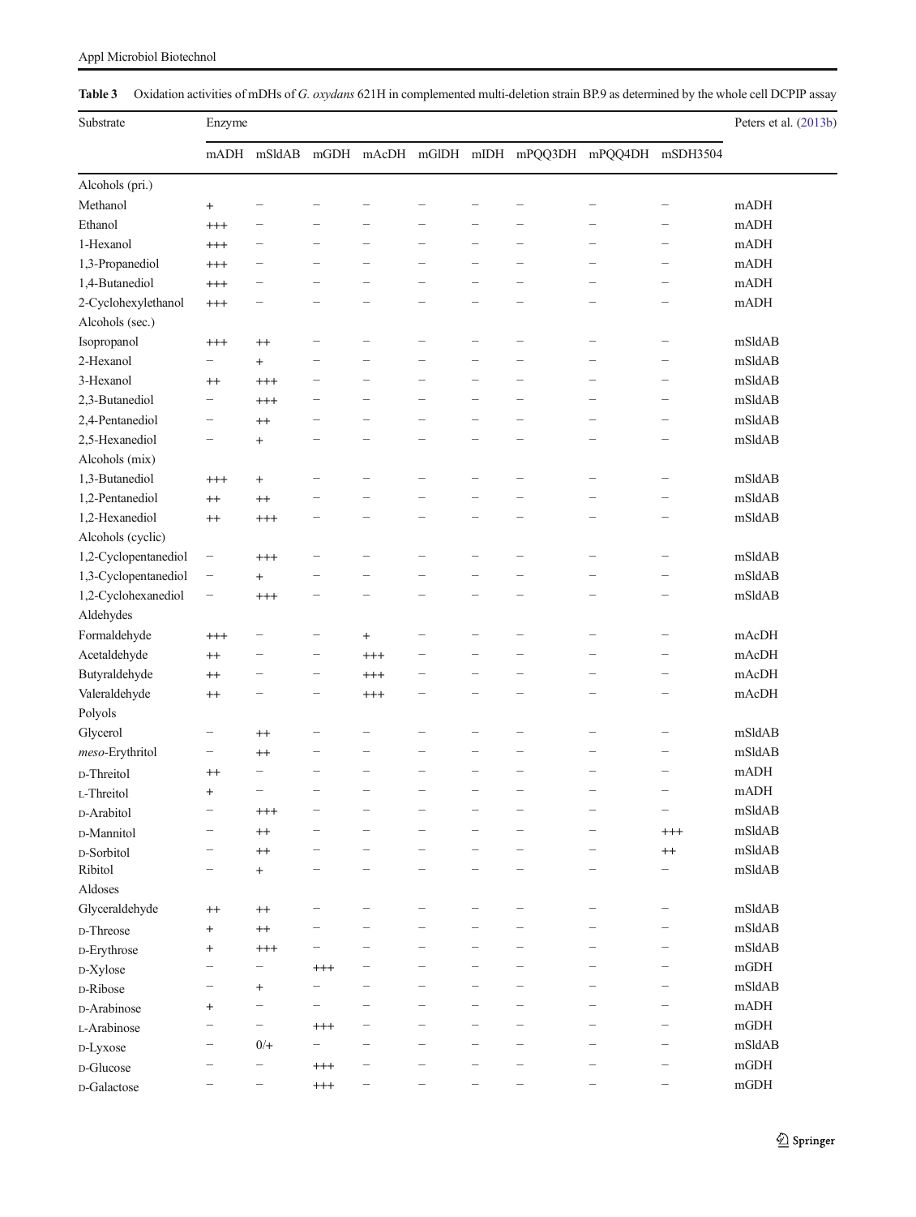**Table 3** Oxidation activities of mDHs of *G. oxydans* 621H in complemented multi-deletion strain BP.9 as determined by the whole cell DCPIP assay

| Substrate | Enzyme | | | | | | | | | Peters et al. (2013b) |
|---|---|---|---|---|---|---|---|---|---|---|
| | mADH | mSldAB | mGDH | mAcDH | mGlDH | mIDH | mPQQ3DH | mPQQ4DH | mSDH3504 | |
| Alcohols (pri.) | | | | | | | | | | |
| Methanol | + | – | – | – | – | – | – | – | – | mADH |
| Ethanol | +++ | – | – | – | – | – | – | – | – | mADH |
| 1-Hexanol | +++ | – | – | – | – | – | – | – | – | mADH |
| 1,3-Propanediol | +++ | – | – | – | – | – | – | – | – | mADH |
| 1,4-Butanediol | +++ | – | – | – | – | – | – | – | – | mADH |
| 2-Cyclohexylethanol | +++ | – | – | – | – | – | – | – | – | mADH |
| Alcohols (sec.) | | | | | | | | | | |
| Isopropanol | +++ | ++ | – | – | – | – | – | – | – | mSldAB |
| 2-Hexanol | – | + | – | – | – | – | – | – | – | mSldAB |
| 3-Hexanol | ++ | +++ | – | – | – | – | – | – | – | mSldAB |
| 2,3-Butanediol | – | +++ | – | – | – | – | – | – | – | mSldAB |
| 2,4-Pentanediol | – | ++ | – | – | – | – | – | – | – | mSldAB |
| 2,5-Hexanediol | – | + | – | – | – | – | – | – | – | mSldAB |
| Alcohols (mix) | | | | | | | | | | |
| 1,3-Butanediol | +++ | + | – | – | – | – | – | – | – | mSldAB |
| 1,2-Pentanediol | ++ | ++ | – | – | – | – | – | – | – | mSldAB |
| 1,2-Hexanediol | ++ | +++ | – | – | – | – | – | – | – | mSldAB |
| Alcohols (cyclic) | | | | | | | | | | |
| 1,2-Cyclopentanediol | – | +++ | – | – | – | – | – | – | – | mSldAB |
| 1,3-Cyclopentanediol | – | + | – | – | – | – | – | – | – | mSldAB |
| 1,2-Cyclohexanediol | – | +++ | – | – | – | – | – | – | – | mSldAB |
| Aldehydes | | | | | | | | | | |
| Formaldehyde | +++ | – | – | + | – | – | – | – | – | mAcDH |
| Acetaldehyde | ++ | – | – | +++ | – | – | – | – | – | mAcDH |
| Butyraldehyde | ++ | – | – | +++ | – | – | – | – | – | mAcDH |
| Valeraldehyde | ++ | – | – | +++ | – | – | – | – | – | mAcDH |
| Polyols | | | | | | | | | | |
| Glycerol | – | ++ | – | – | – | – | – | – | – | mSldAB |
| *meso*-Erythritol | – | ++ | – | – | – | – | – | – | – | mSldAB |
| D-Threitol | ++ | – | – | – | – | – | – | – | – | mADH |
| L-Threitol | + | – | – | – | – | – | – | – | – | mADH |
| D-Arabitol | – | +++ | – | – | – | – | – | – | – | mSldAB |
| D-Mannitol | – | ++ | – | – | – | – | – | – | +++ | mSldAB |
| D-Sorbitol | – | ++ | – | – | – | – | – | – | ++ | mSldAB |
| Ribitol | – | + | – | – | – | – | – | – | – | mSldAB |
| Aldoses | | | | | | | | | | |
| Glyceraldehyde | ++ | ++ | – | – | – | – | – | – | – | mSldAB |
| D-Threose | + | ++ | – | – | – | – | – | – | – | mSldAB |
| D-Erythrose | + | +++ | – | – | – | – | – | – | – | mSldAB |
| D-Xylose | – | – | +++ | – | – | – | – | – | – | mGDH |
| D-Ribose | – | + | – | – | – | – | – | – | – | mSldAB |
| D-Arabinose | + | – | – | – | – | – | – | – | – | mADH |
| L-Arabinose | – | – | +++ | – | – | – | – | – | – | mGDH |
| D-Lyxose | – | 0/+ | – | – | – | – | – | – | – | mSldAB |
| D-Glucose | – | – | +++ | – | – | – | – | – | – | mGDH |
| D-Galactose | – | – | +++ | – | – | – | – | – | – | mGDH |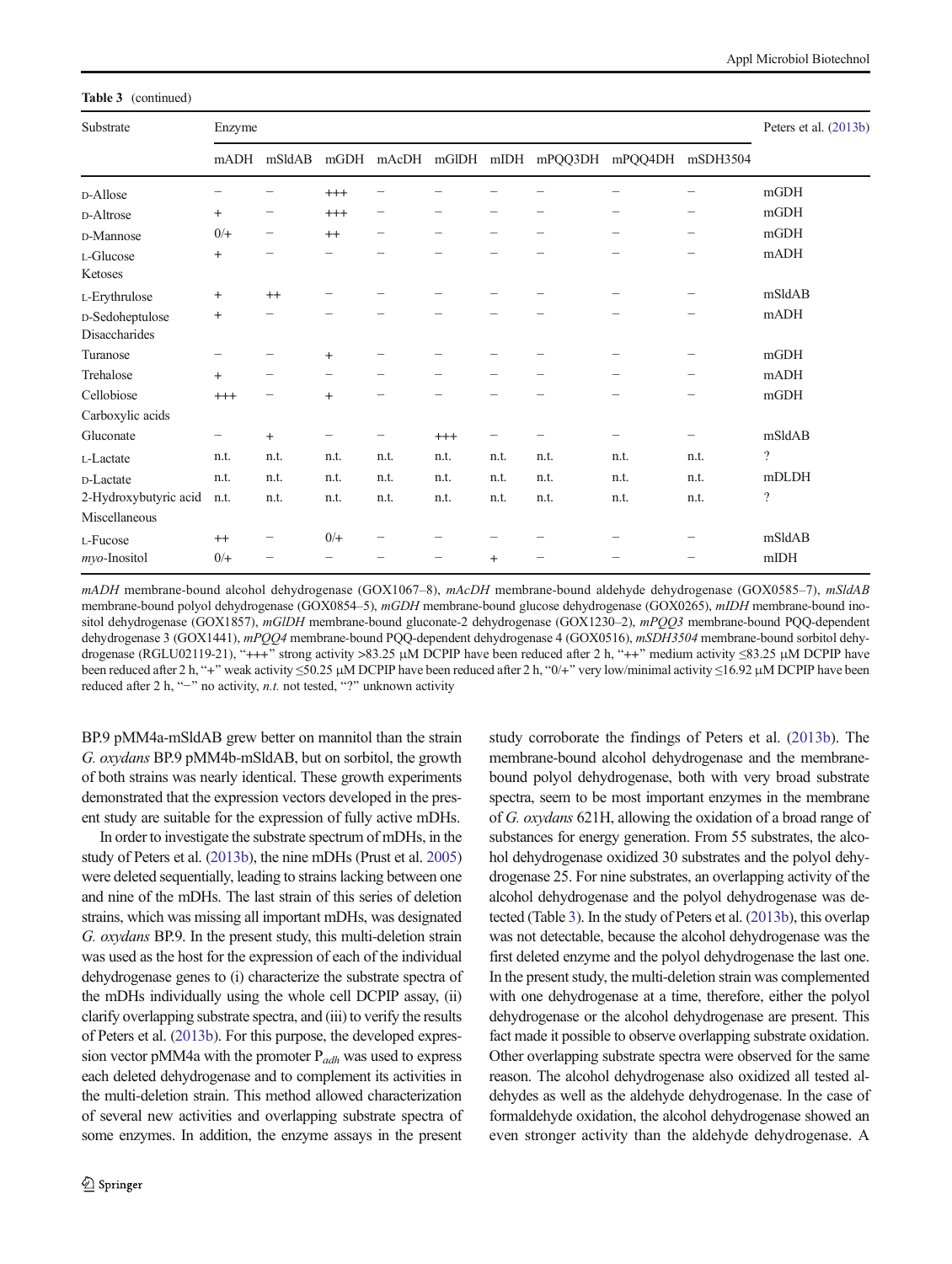**Table 3** (continued)

| Substrate | Enzyme | | | | | | | | | Peters et al. (2013b) |
|---|---|---|---|---|---|---|---|---|---|---|
| | mADH | mSldAB | mGDH | mAcDH | mGlDH | mIDH | mPQQ3DH | mPQQ4DH | mSDH3504 | |
| D-Allose | – | – | +++ | – | – | – | – | – | – | mGDH |
| D-Altrose | + | – | +++ | – | – | – | – | – | – | mGDH |
| D-Mannose | 0/+ | – | ++ | – | – | – | – | – | – | mGDH |
| L-Glucose | + | – | – | – | – | – | – | – | – | mADH |
| Ketoses | | | | | | | | | | |
| L-Erythrulose | + | ++ | – | – | – | – | – | – | – | mSldAB |
| D-Sedoheptulose | + | – | – | – | – | – | – | – | – | mADH |
| Disaccharides | | | | | | | | | | |
| Turanose | – | – | + | – | – | – | – | – | – | mGDH |
| Trehalose | + | – | – | – | – | – | – | – | – | mADH |
| Cellobiose | +++ | – | + | – | – | – | – | – | – | mGDH |
| Carboxylic acids | | | | | | | | | | |
| Gluconate | – | + | – | – | +++ | – | – | – | – | mSldAB |
| L-Lactate | n.t. | n.t. | n.t. | n.t. | n.t. | n.t. | n.t. | n.t. | n.t. | ? |
| D-Lactate | n.t. | n.t. | n.t. | n.t. | n.t. | n.t. | n.t. | n.t. | n.t. | mDLDH |
| 2-Hydroxybutyric acid | n.t. | n.t. | n.t. | n.t. | n.t. | n.t. | n.t. | n.t. | n.t. | ? |
| Miscellaneous | | | | | | | | | | |
| L-Fucose | ++ | – | 0/+ | – | – | – | – | – | – | mSldAB |
| *myo*-Inositol | 0/+ | – | – | – | – | + | – | – | – | mIDH |

*mADH* membrane-bound alcohol dehydrogenase (GOX1067–8), *mAcDH* membrane-bound aldehyde dehydrogenase (GOX0585–7), *mSldAB* membrane-bound polyol dehydrogenase (GOX0854–5), *mGDH* membrane-bound glucose dehydrogenase (GOX0265), *mIDH* membrane-bound inositol dehydrogenase (GOX1857), *mGlDH* membrane-bound gluconate-2 dehydrogenase (GOX1230–2), *mPQQ3* membrane-bound PQQ-dependent dehydrogenase 3 (GOX1441), *mPQQ4* membrane-bound PQQ-dependent dehydrogenase 4 (GOX0516), *mSDH3504* membrane-bound sorbitol dehydrogenase (RGLU02119-21), "+++" strong activity >83.25 μM DCPIP have been reduced after 2 h, "++" medium activity ≤83.25 μM DCPIP have been reduced after 2 h, "+" weak activity ≤50.25 μM DCPIP have been reduced after 2 h, "0/+" very low/minimal activity ≤16.92 μM DCPIP have been reduced after 2 h, "−" no activity, *n.t.* not tested, "?" unknown activity

BP.9 pMM4a-mSldAB grew better on mannitol than the strain *G. oxydans* BP.9 pMM4b-mSldAB, but on sorbitol, the growth of both strains was nearly identical. These growth experiments demonstrated that the expression vectors developed in the present study are suitable for the expression of fully active mDHs.

In order to investigate the substrate spectrum of mDHs, in the study of Peters et al. (2013b), the nine mDHs (Prust et al. 2005) were deleted sequentially, leading to strains lacking between one and nine of the mDHs. The last strain of this series of deletion strains, which was missing all important mDHs, was designated *G. oxydans* BP.9. In the present study, this multi-deletion strain was used as the host for the expression of each of the individual dehydrogenase genes to (i) characterize the substrate spectra of the mDHs individually using the whole cell DCPIP assay, (ii) clarify overlapping substrate spectra, and (iii) to verify the results of Peters et al. (2013b). For this purpose, the developed expression vector pMM4a with the promoter $P_{adh}$ was used to express each deleted dehydrogenase and to complement its activities in the multi-deletion strain. This method allowed characterization of several new activities and overlapping substrate spectra of some enzymes. In addition, the enzyme assays in the present study corroborate the findings of Peters et al. (2013b). The membrane-bound alcohol dehydrogenase and the membrane-bound polyol dehydrogenase, both with very broad substrate spectra, seem to be most important enzymes in the membrane of *G. oxydans* 621H, allowing the oxidation of a broad range of substances for energy generation. From 55 substrates, the alcohol dehydrogenase oxidized 30 substrates and the polyol dehydrogenase 25. For nine substrates, an overlapping activity of the alcohol dehydrogenase and the polyol dehydrogenase was detected (Table 3). In the study of Peters et al. (2013b), this overlap was not detectable, because the alcohol dehydrogenase was the first deleted enzyme and the polyol dehydrogenase the last one. In the present study, the multi-deletion strain was complemented with one dehydrogenase at a time, therefore, either the polyol dehydrogenase or the alcohol dehydrogenase are present. This fact made it possible to observe overlapping substrate oxidation. Other overlapping substrate spectra were observed for the same reason. The alcohol dehydrogenase also oxidized all tested aldehydes as well as the aldehyde dehydrogenase. In the case of formaldehyde oxidation, the alcohol dehydrogenase showed an even stronger activity than the aldehyde dehydrogenase. A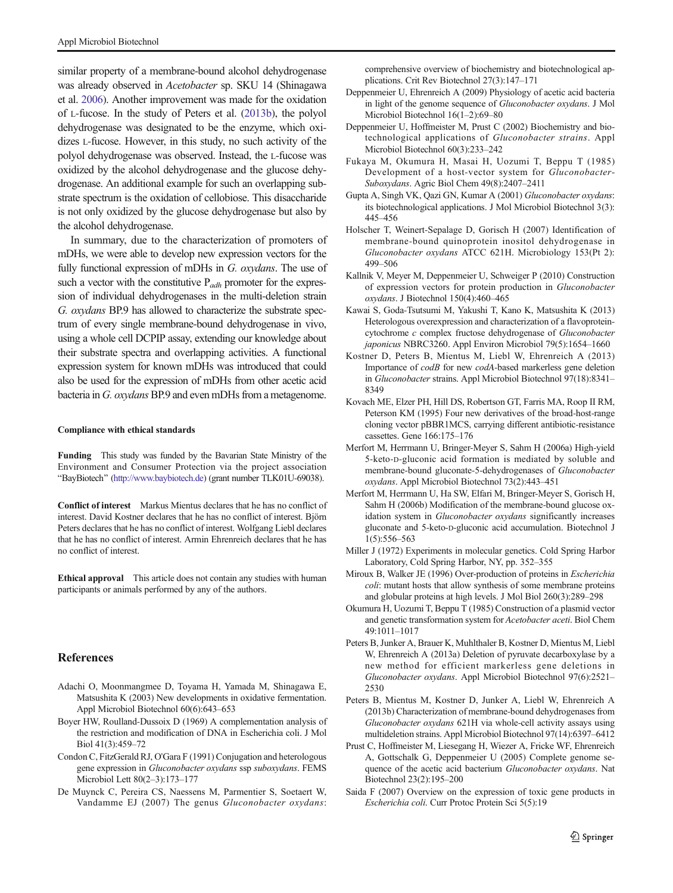similar property of a membrane-bound alcohol dehydrogenase was already observed in *Acetobacter* sp. SKU 14 (Shinagawa et al. 2006). Another improvement was made for the oxidation of L-fucose. In the study of Peters et al. (2013b), the polyol dehydrogenase was designated to be the enzyme, which oxidizes L-fucose. However, in this study, no such activity of the polyol dehydrogenase was observed. Instead, the L-fucose was oxidized by the alcohol dehydrogenase and the glucose dehydrogenase. An additional example for such an overlapping substrate spectrum is the oxidation of cellobiose. This disaccharide is not only oxidized by the glucose dehydrogenase but also by the alcohol dehydrogenase.

In summary, due to the characterization of promoters of mDHs, we were able to develop new expression vectors for the fully functional expression of mDHs in *G. oxydans*. The use of such a vector with the constitutive $P_{adh}$ promoter for the expression of individual dehydrogenases in the multi-deletion strain *G. oxydans* BP.9 has allowed to characterize the substrate spectrum of every single membrane-bound dehydrogenase in vivo, using a whole cell DCPIP assay, extending our knowledge about their substrate spectra and overlapping activities. A functional expression system for known mDHs was introduced that could also be used for the expression of mDHs from other acetic acid bacteria in *G. oxydans* BP.9 and even mDHs from a metagenome.

**Compliance with ethical standards**

**Funding** This study was funded by the Bavarian State Ministry of the Environment and Consumer Protection via the project association "BayBiotech" (http://www.baybiotech.de) (grant number TLK01U-69038).

**Conflict of interest** Markus Mientus declares that he has no conflict of interest. David Kostner declares that he has no conflict of interest. Björn Peters declares that he has no conflict of interest. Wolfgang Liebl declares that he has no conflict of interest. Armin Ehrenreich declares that he has no conflict of interest.

**Ethical approval** This article does not contain any studies with human participants or animals performed by any of the authors.

## References

Adachi O, Moonmangmee D, Toyama H, Yamada M, Shinagawa E, Matsushita K (2003) New developments in oxidative fermentation. Appl Microbiol Biotechnol 60(6):643–653

Boyer HW, Roulland-Dussoix D (1969) A complementation analysis of the restriction and modification of DNA in Escherichia coli. J Mol Biol 41(3):459–72

Condon C, FitzGerald RJ, O'Gara F (1991) Conjugation and heterologous gene expression in *Gluconobacter oxydans* ssp *suboxydans*. FEMS Microbiol Lett 80(2–3):173–177

De Muynck C, Pereira CS, Naessens M, Parmentier S, Soetaert W, Vandamme EJ (2007) The genus *Gluconobacter oxydans*: comprehensive overview of biochemistry and biotechnological applications. Crit Rev Biotechnol 27(3):147–171

Deppenmeier U, Ehrenreich A (2009) Physiology of acetic acid bacteria in light of the genome sequence of *Gluconobacter oxydans*. J Mol Microbiol Biotechnol 16(1–2):69–80

Deppenmeier U, Hoffmeister M, Prust C (2002) Biochemistry and biotechnological applications of *Gluconobacter strains*. Appl Microbiol Biotechnol 60(3):233–242

Fukaya M, Okumura H, Masai H, Uozumi T, Beppu T (1985) Development of a host-vector system for *Gluconobacter-Suboxydans*. Agric Biol Chem 49(8):2407–2411

Gupta A, Singh VK, Qazi GN, Kumar A (2001) *Gluconobacter oxydans*: its biotechnological applications. J Mol Microbiol Biotechnol 3(3): 445–456

Holscher T, Weinert-Sepalage D, Gorisch H (2007) Identification of membrane-bound quinoprotein inositol dehydrogenase in *Gluconobacter oxydans* ATCC 621H. Microbiology 153(Pt 2): 499–506

Kallnik V, Meyer M, Deppenmeier U, Schweiger P (2010) Construction of expression vectors for protein production in *Gluconobacter oxydans*. J Biotechnol 150(4):460–465

Kawai S, Goda-Tsutsumi M, Yakushi T, Kano K, Matsushita K (2013) Heterologous overexpression and characterization of a flavoprotein-cytochrome *c* complex fructose dehydrogenase of *Gluconobacter japonicus* NBRC3260. Appl Environ Microbiol 79(5):1654–1660

Kostner D, Peters B, Mientus M, Liebl W, Ehrenreich A (2013) Importance of *codB* for new *codA*-based markerless gene deletion in *Gluconobacter* strains. Appl Microbiol Biotechnol 97(18):8341–8349

Kovach ME, Elzer PH, Hill DS, Robertson GT, Farris MA, Roop II RM, Peterson KM (1995) Four new derivatives of the broad-host-range cloning vector pBBR1MCS, carrying different antibiotic-resistance cassettes. Gene 166:175–176

Merfort M, Herrmann U, Bringer-Meyer S, Sahm H (2006a) High-yield 5-keto-D-gluconic acid formation is mediated by soluble and membrane-bound gluconate-5-dehydrogenases of *Gluconobacter oxydans*. Appl Microbiol Biotechnol 73(2):443–451

Merfort M, Herrmann U, Ha SW, Elfari M, Bringer-Meyer S, Gorisch H, Sahm H (2006b) Modification of the membrane-bound glucose oxidation system in *Gluconobacter oxydans* significantly increases gluconate and 5-keto-D-gluconic acid accumulation. Biotechnol J 1(5):556–563

Miller J (1972) Experiments in molecular genetics. Cold Spring Harbor Laboratory, Cold Spring Harbor, NY, pp. 352–355

Miroux B, Walker JE (1996) Over-production of proteins in *Escherichia coli*: mutant hosts that allow synthesis of some membrane proteins and globular proteins at high levels. J Mol Biol 260(3):289–298

Okumura H, Uozumi T, Beppu T (1985) Construction of a plasmid vector and genetic transformation system for *Acetobacter aceti*. Biol Chem 49:1011–1017

Peters B, Junker A, Brauer K, Muhlthaler B, Kostner D, Mientus M, Liebl W, Ehrenreich A (2013a) Deletion of pyruvate decarboxylase by a new method for efficient markerless gene deletions in *Gluconobacter oxydans*. Appl Microbiol Biotechnol 97(6):2521–2530

Peters B, Mientus M, Kostner D, Junker A, Liebl W, Ehrenreich A (2013b) Characterization of membrane-bound dehydrogenases from *Gluconobacter oxydans* 621H via whole-cell activity assays using multideletion strains. Appl Microbiol Biotechnol 97(14):6397–6412

Prust C, Hoffmeister M, Liesegang H, Wiezer A, Fricke WF, Ehrenreich A, Gottschalk G, Deppenmeier U (2005) Complete genome sequence of the acetic acid bacterium *Gluconobacter oxydans*. Nat Biotechnol 23(2):195–200

Saida F (2007) Overview on the expression of toxic gene products in *Escherichia coli*. Curr Protoc Protein Sci 5(5):19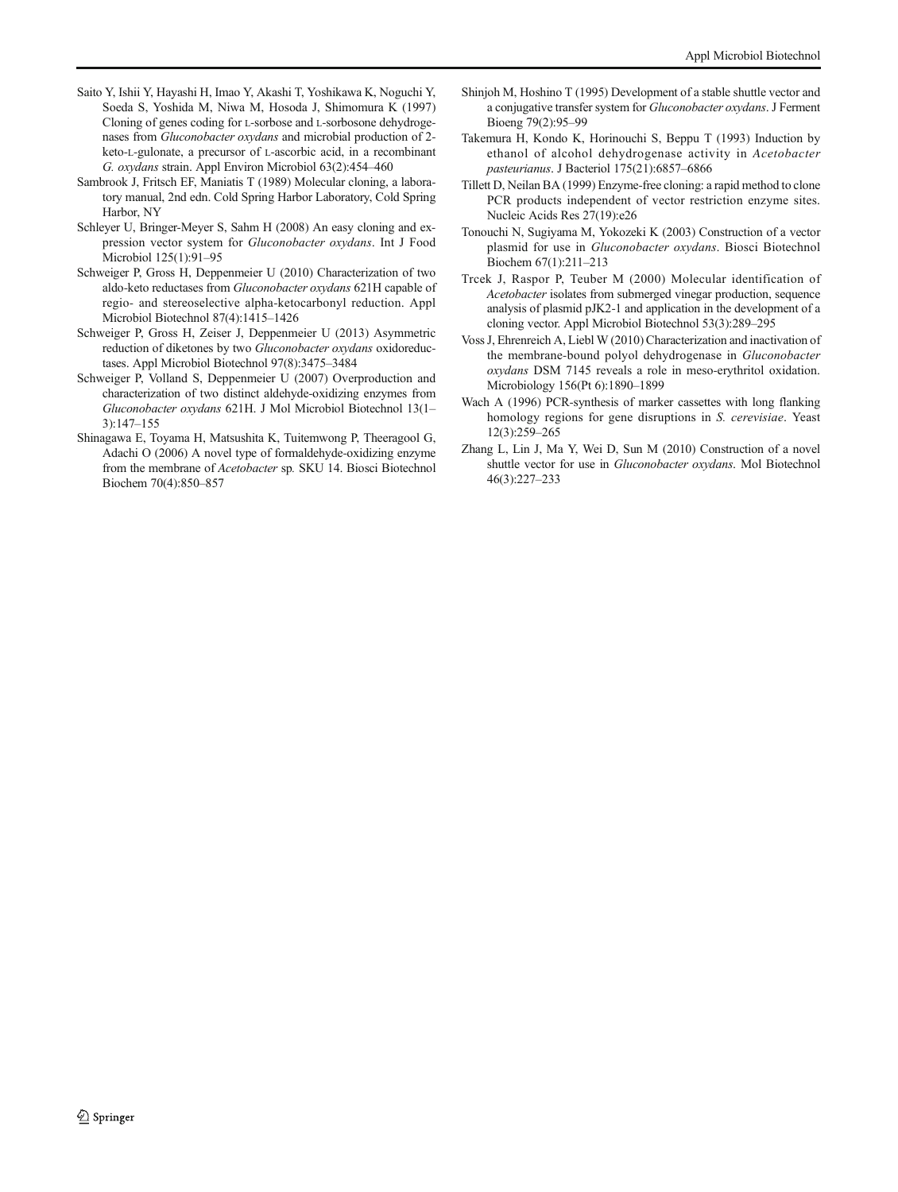Saito Y, Ishii Y, Hayashi H, Imao Y, Akashi T, Yoshikawa K, Noguchi Y, Soeda S, Yoshida M, Niwa M, Hosoda J, Shimomura K (1997) Cloning of genes coding for L-sorbose and L-sorbosone dehydrogenases from *Gluconobacter oxydans* and microbial production of 2-keto-L-gulonate, a precursor of L-ascorbic acid, in a recombinant *G. oxydans* strain. Appl Environ Microbiol 63(2):454–460

Sambrook J, Fritsch EF, Maniatis T (1989) Molecular cloning, a laboratory manual, 2nd edn. Cold Spring Harbor Laboratory, Cold Spring Harbor, NY

Schleyer U, Bringer-Meyer S, Sahm H (2008) An easy cloning and expression vector system for *Gluconobacter oxydans*. Int J Food Microbiol 125(1):91–95

Schweiger P, Gross H, Deppenmeier U (2010) Characterization of two aldo-keto reductases from *Gluconobacter oxydans* 621H capable of regio- and stereoselective alpha-ketocarbonyl reduction. Appl Microbiol Biotechnol 87(4):1415–1426

Schweiger P, Gross H, Zeiser J, Deppenmeier U (2013) Asymmetric reduction of diketones by two *Gluconobacter oxydans* oxidoreductases. Appl Microbiol Biotechnol 97(8):3475–3484

Schweiger P, Volland S, Deppenmeier U (2007) Overproduction and characterization of two distinct aldehyde-oxidizing enzymes from *Gluconobacter oxydans* 621H. J Mol Microbiol Biotechnol 13(1–3):147–155

Shinagawa E, Toyama H, Matsushita K, Tuitemwong P, Theeragool G, Adachi O (2006) A novel type of formaldehyde-oxidizing enzyme from the membrane of *Acetobacter* sp. SKU 14. Biosci Biotechnol Biochem 70(4):850–857

Shinjoh M, Hoshino T (1995) Development of a stable shuttle vector and a conjugative transfer system for *Gluconobacter oxydans*. J Ferment Bioeng 79(2):95–99

Takemura H, Kondo K, Horinouchi S, Beppu T (1993) Induction by ethanol of alcohol dehydrogenase activity in *Acetobacter pasteurianus*. J Bacteriol 175(21):6857–6866

Tillett D, Neilan BA (1999) Enzyme-free cloning: a rapid method to clone PCR products independent of vector restriction enzyme sites. Nucleic Acids Res 27(19):e26

Tonouchi N, Sugiyama M, Yokozeki K (2003) Construction of a vector plasmid for use in *Gluconobacter oxydans*. Biosci Biotechnol Biochem 67(1):211–213

Trcek J, Raspor P, Teuber M (2000) Molecular identification of *Acetobacter* isolates from submerged vinegar production, sequence analysis of plasmid pJK2-1 and application in the development of a cloning vector. Appl Microbiol Biotechnol 53(3):289–295

Voss J, Ehrenreich A, Liebl W (2010) Characterization and inactivation of the membrane-bound polyol dehydrogenase in *Gluconobacter oxydans* DSM 7145 reveals a role in meso-erythritol oxidation. Microbiology 156(Pt 6):1890–1899

Wach A (1996) PCR-synthesis of marker cassettes with long flanking homology regions for gene disruptions in *S. cerevisiae*. Yeast 12(3):259–265

Zhang L, Lin J, Ma Y, Wei D, Sun M (2010) Construction of a novel shuttle vector for use in *Gluconobacter oxydans*. Mol Biotechnol 46(3):227–233